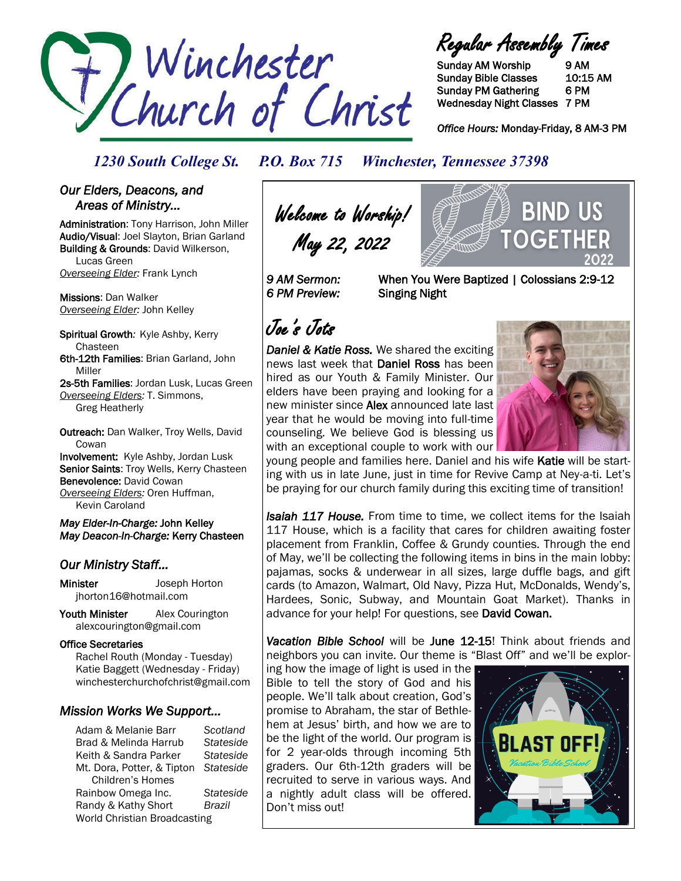# Winchester Church of Christ

## Regular Assembly Times

| | |
|---|---|
| Sunday AM Worship | 9 AM |
| Sunday Bible Classes | 10:15 AM |
| Sunday PM Gathering | 6 PM |
| Wednesday Night Classes | 7 PM |

*Office Hours:* Monday-Friday, 8 AM-3 PM

*1230 South College St.   P.O. Box 715   Winchester, Tennessee 37398*

## *Our Elders, Deacons, and Areas of Ministry...*

**Administration**: Tony Harrison, John Miller
**Audio/Visual**: Joel Slayton, Brian Garland
**Building & Grounds**: David Wilkerson, Lucas Green
*Overseeing Elder:* Frank Lynch

**Missions**: Dan Walker
*Overseeing Elder:* John Kelley

**Spiritual Growth**: Kyle Ashby, Kerry Chasteen
**6th-12th Families**: Brian Garland, John Miller
**2s-5th Families**: Jordan Lusk, Lucas Green
*Overseeing Elders:* T. Simmons, Greg Heatherly

**Outreach:** Dan Walker, Troy Wells, David Cowan
**Involvement:** Kyle Ashby, Jordan Lusk
**Senior Saints**: Troy Wells, Kerry Chasteen
**Benevolence:** David Cowan
*Overseeing Elders:* Oren Huffman, Kevin Caroland

***May Elder-In-Charge:* John Kelley**
***May Deacon-In-Charge:* Kerry Chasteen**

## *Our Ministry Staff...*

**Minister** Joseph Horton
jhorton16@hotmail.com

**Youth Minister** Alex Courington
alexcourington@gmail.com

**Office Secretaries**
Rachel Routh (Monday - Tuesday)
Katie Baggett (Wednesday - Friday)
winchesterchurchofchrist@gmail.com

## *Mission Works We Support...*

| | |
|---|---|
| Adam & Melanie Barr | *Scotland* |
| Brad & Melinda Harrub | *Stateside* |
| Keith & Sandra Parker | *Stateside* |
| Mt. Dora, Potter, & Tipton Children's Homes | *Stateside* |
| Rainbow Omega Inc. | *Stateside* |
| Randy & Kathy Short | *Brazil* |
| World Christian Broadcasting | |

## *Welcome to Worship!*
## *May 22, 2022*

BIND US TOGETHER 2022

*9 AM Sermon:* When You Were Baptized | Colossians 2:9-12
*6 PM Preview:* Singing Night

## *Joe's Jots*

***Daniel & Katie Ross.*** We shared the exciting news last week that **Daniel Ross** has been hired as our Youth & Family Minister. Our elders have been praying and looking for a new minister since **Alex** announced late last year that he would be moving into full-time counseling. We believe God is blessing us with an exceptional couple to work with our young people and families here. Daniel and his wife **Katie** will be starting with us in late June, just in time for Revive Camp at Ney-a-ti. Let's be praying for our church family during this exciting time of transition!

***Isaiah 117 House.*** From time to time, we collect items for the Isaiah 117 House, which is a facility that cares for children awaiting foster placement from Franklin, Coffee & Grundy counties. Through the end of May, we'll be collecting the following items in bins in the main lobby: pajamas, socks & underwear in all sizes, large duffle bags, and gift cards (to Amazon, Walmart, Old Navy, Pizza Hut, McDonalds, Wendy's, Hardees, Sonic, Subway, and Mountain Goat Market). Thanks in advance for your help! For questions, see **David Cowan.**

***Vacation Bible School*** will be **June 12-15**! Think about friends and neighbors you can invite. Our theme is "Blast Off" and we'll be exploring how the image of light is used in the Bible to tell the story of God and his people. We'll talk about creation, God's promise to Abraham, the star of Bethlehem at Jesus' birth, and how we are to be the light of the world. Our program is for 2 year-olds through incoming 5th graders. Our 6th-12th graders will be recruited to serve in various ways. And a nightly adult class will be offered. Don't miss out!

BLAST OFF! *Vacation Bible School*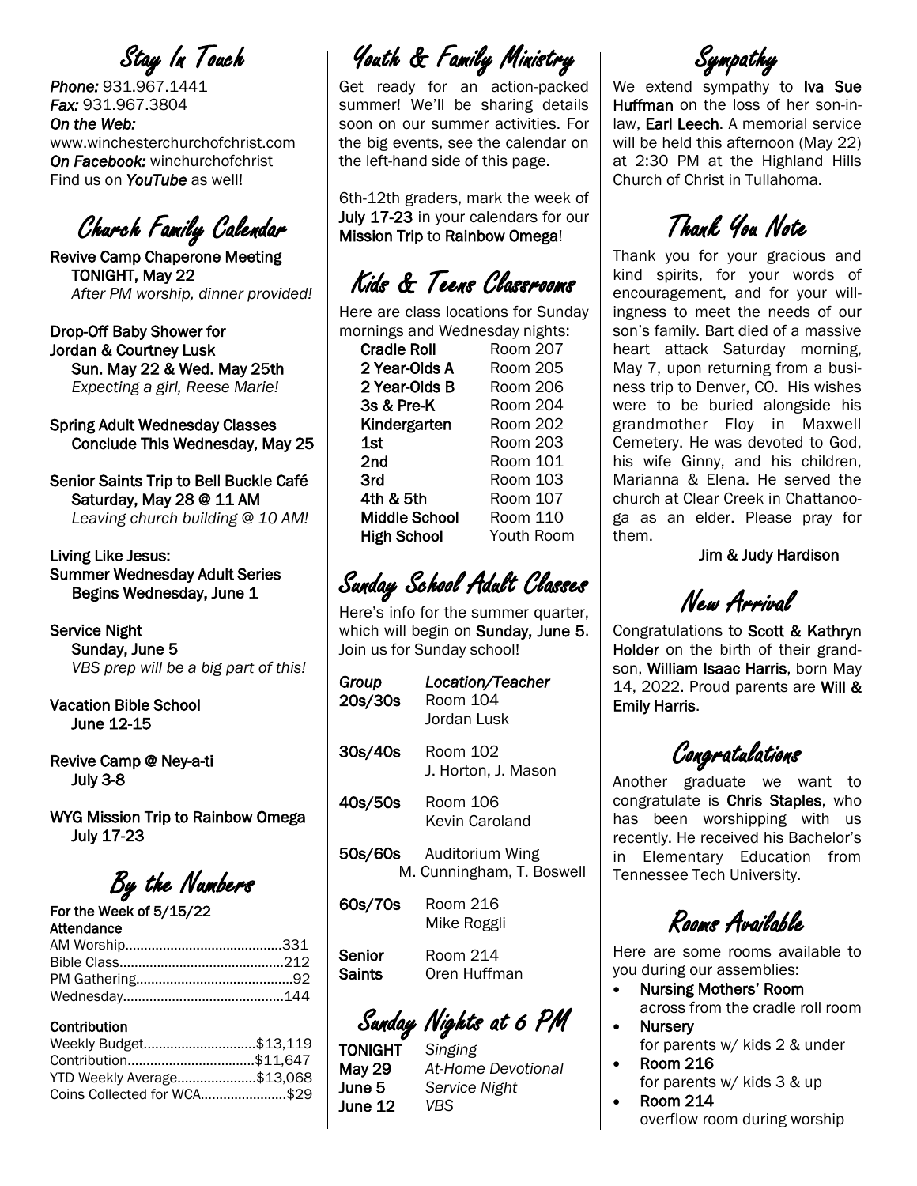## Stay In Touch

***Phone:*** 931.967.1441
***Fax:*** 931.967.3804
***On the Web:***
www.winchesterchurchofchrist.com
***On Facebook:*** winchurchofchrist
Find us on ***YouTube*** as well!

## Church Family Calendar

**Revive Camp Chaperone Meeting**
**TONIGHT, May 22**
*After PM worship, dinner provided!*

**Drop-Off Baby Shower for Jordan & Courtney Lusk**
**Sun. May 22 & Wed. May 25th**
*Expecting a girl, Reese Marie!*

**Spring Adult Wednesday Classes Conclude This Wednesday, May 25**

**Senior Saints Trip to Bell Buckle Café**
**Saturday, May 28 @ 11 AM**
*Leaving church building @ 10 AM!*

**Living Like Jesus:**
**Summer Wednesday Adult Series**
**Begins Wednesday, June 1**

**Service Night**
**Sunday, June 5**
*VBS prep will be a big part of this!*

**Vacation Bible School**
**June 12-15**

**Revive Camp @ Ney-a-ti**
**July 3-8**

**WYG Mission Trip to Rainbow Omega**
**July 17-23**

## By the Numbers

**For the Week of 5/15/22**

**Attendance**

| | |
|---|---|
| AM Worship | 331 |
| Bible Class | 212 |
| PM Gathering | 92 |
| Wednesday | 144 |

**Contribution**

| | |
|---|---|
| Weekly Budget | $13,119 |
| Contribution | $11,647 |
| YTD Weekly Average | $13,068 |
| Coins Collected for WCA | $29 |

## Youth & Family Ministry

Get ready for an action-packed summer! We'll be sharing details soon on our summer activities. For the big events, see the calendar on the left-hand side of this page.

6th-12th graders, mark the week of **July 17-23** in your calendars for our **Mission Trip** to **Rainbow Omega**!

## Kids & Teens Classrooms

Here are class locations for Sunday mornings and Wednesday nights:

| | |
|---|---|
| **Cradle Roll** | Room 207 |
| **2 Year-Olds A** | Room 205 |
| **2 Year-Olds B** | Room 206 |
| **3s & Pre-K** | Room 204 |
| **Kindergarten** | Room 202 |
| **1st** | Room 203 |
| **2nd** | Room 101 |
| **3rd** | Room 103 |
| **4th & 5th** | Room 107 |
| **Middle School** | Room 110 |
| **High School** | Youth Room |

## Sunday School Adult Classes

Here's info for the summer quarter, which will begin on **Sunday, June 5**. Join us for Sunday school!

| *Group* | *Location/Teacher* |
|---|---|
| **20s/30s** | Room 104<br>Jordan Lusk |
| **30s/40s** | Room 102<br>J. Horton, J. Mason |
| **40s/50s** | Room 106<br>Kevin Caroland |
| **50s/60s** | Auditorium Wing<br>M. Cunningham, T. Boswell |
| **60s/70s** | Room 216<br>Mike Roggli |
| **Senior Saints** | Room 214<br>Oren Huffman |

## Sunday Nights at 6 PM

| | |
|---|---|
| **TONIGHT** | *Singing* |
| **May 29** | *At-Home Devotional* |
| **June 5** | *Service Night* |
| **June 12** | *VBS* |

## Sympathy

We extend sympathy to **Iva Sue Huffman** on the loss of her son-in-law, **Earl Leech**. A memorial service will be held this afternoon (May 22) at 2:30 PM at the Highland Hills Church of Christ in Tullahoma.

## Thank You Note

Thank you for your gracious and kind spirits, for your words of encouragement, and for your willingness to meet the needs of our son's family. Bart died of a massive heart attack Saturday morning, May 7, upon returning from a business trip to Denver, CO. His wishes were to be buried alongside his grandmother Floy in Maxwell Cemetery. He was devoted to God, his wife Ginny, and his children, Marianna & Elena. He served the church at Clear Creek in Chattanooga as an elder. Please pray for them.

**Jim & Judy Hardison**

## New Arrival

Congratulations to **Scott & Kathryn Holder** on the birth of their grandson, **William Isaac Harris**, born May 14, 2022. Proud parents are **Will & Emily Harris**.

## Congratulations

Another graduate we want to congratulate is **Chris Staples**, who has been worshipping with us recently. He received his Bachelor's in Elementary Education from Tennessee Tech University.

## Rooms Available

Here are some rooms available to you during our assemblies:

- **Nursing Mothers' Room** across from the cradle roll room
- **Nursery** for parents w/ kids 2 & under
- **Room 216** for parents w/ kids 3 & up
- **Room 214** overflow room during worship